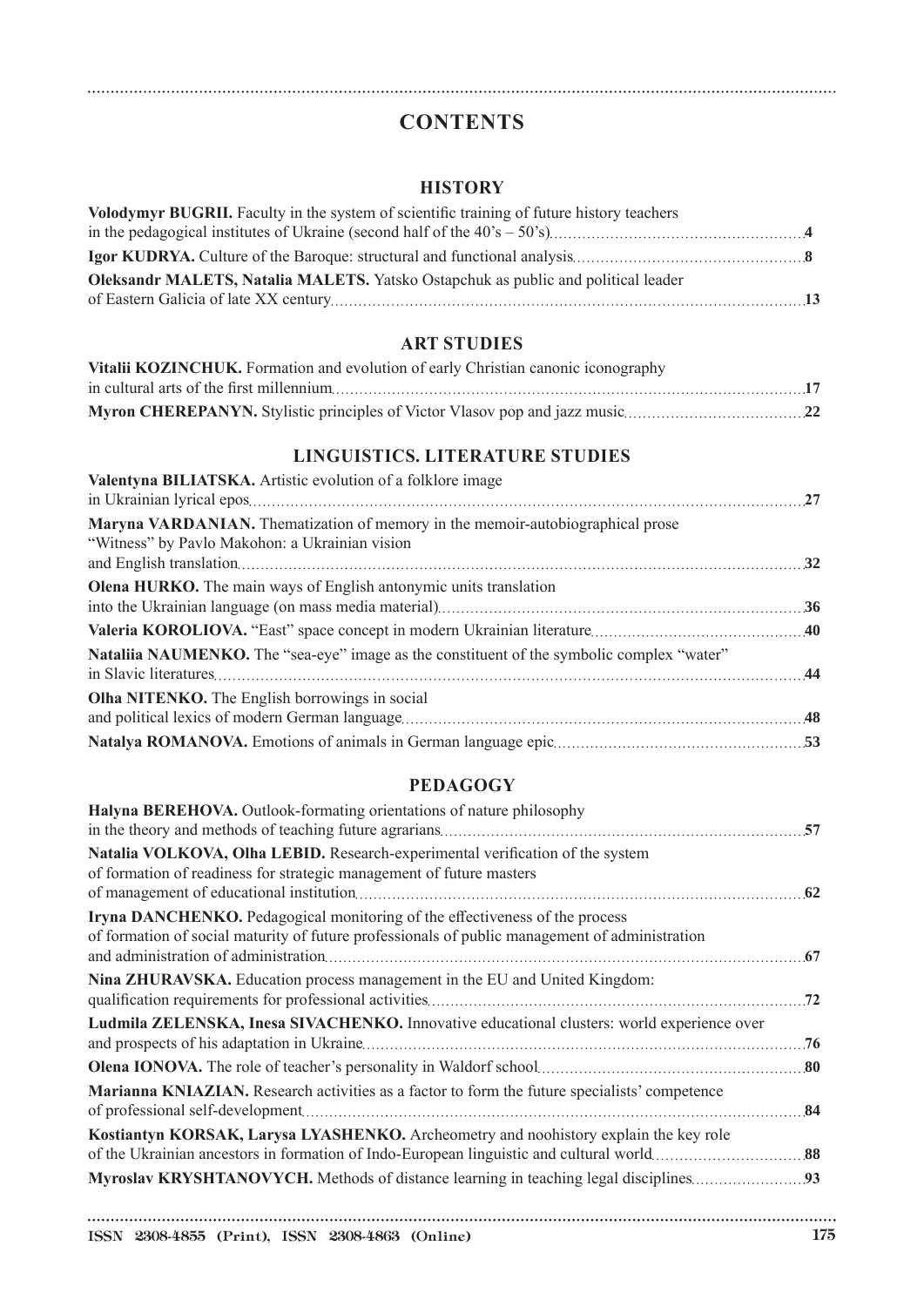# CONTENTS

## HISTORY

**Volodymyr BUGRII.** Faculty in the system of scientific training of future history teachers in the pedagogical institutes of Ukraine (second half of the 40's – 50's) **4**

**Igor KUDRYA.** Culture of the Baroque: structural and functional analysis **8**

**Oleksandr MALETS, Natalia MALETS.** Yatsko Ostapchuk as public and political leader of Eastern Galicia of late XX century **13**

## ART STUDIES

**Vitalii KOZINCHUK.** Formation and evolution of early Christian canonic iconography in cultural arts of the first millennium **17**

**Myron CHEREPANYN.** Stylistic principles of Victor Vlasov pop and jazz music **22**

## LINGUISTICS. LITERATURE STUDIES

**Valentyna BILIATSKA.** Artistic evolution of a folklore image in Ukrainian lyrical epos **27**

**Maryna VARDANIAN.** Thematization of memory in the memoir-autobiographical prose "Witness" by Pavlo Makohon: a Ukrainian vision and English translation **32**

**Olena HURKO.** The main ways of English antonymic units translation into the Ukrainian language (on mass media material) **36**

**Valeria KOROLIOVA.** "East" space concept in modern Ukrainian literature **40**

**Nataliia NAUMENKO.** The "sea-eye" image as the constituent of the symbolic complex "water" in Slavic literatures **44**

**Olha NITENKO.** The English borrowings in social and political lexics of modern German language **48**

**Natalya ROMANOVA.** Emotions of animals in German language epic **53**

## PEDAGOGY

**Halyna BEREHOVA.** Outlook-formating orientations of nature philosophy in the theory and methods of teaching future agrarians **57**

**Natalia VOLKOVA, Olha LEBID.** Research-experimental verification of the system of formation of readiness for strategic management of future masters of management of educational institution **62**

**Iryna DANCHENKO.** Pedagogical monitoring of the effectiveness of the process of formation of social maturity of future professionals of public management of administration and administration of administration **67**

**Nina ZHURAVSKA.** Education process management in the EU and United Kingdom: qualification requirements for professional activities **72**

**Ludmila ZELENSKA, Inesa SIVACHENKO.** Innovative educational clusters: world experience over and prospects of his adaptation in Ukraine **76**

**Olena IONOVA.** The role of teacher's personality in Waldorf school **80**

**Marianna KNIAZIAN.** Research activities as a factor to form the future specialists' competence of professional self-development **84**

**Kostiantyn KORSAK, Larysa LYASHENKO.** Archeometry and noohistory explain the key role of the Ukrainian ancestors in formation of Indo-European linguistic and cultural world **88**

**Myroslav KRYSHTANOVYCH.** Methods of distance learning in teaching legal disciplines **93**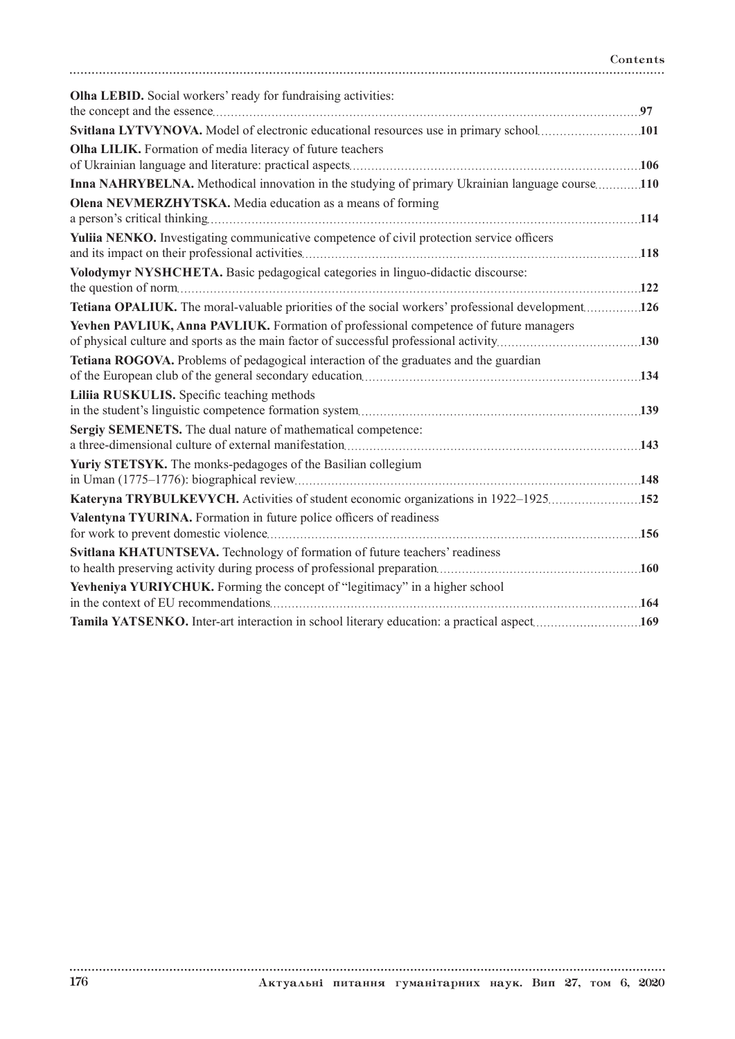**Olha LEBID.** Social workers' ready for fundraising activities: the concept and the essence ..... **97**

**Svitlana LYTVYNOVA.** Model of electronic educational resources use in primary school ..... **101**

**Olha LILIK.** Formation of media literacy of future teachers of Ukrainian language and literature: practical aspects ..... **106**

**Inna NAHRYBELNA.** Methodical innovation in the studying of primary Ukrainian language course ..... **110**

**Olena NEVMERZHYTSKA.** Media education as a means of forming a person's critical thinking ..... **114**

**Yuliia NENKO.** Investigating communicative competence of civil protection service officers and its impact on their professional activities ..... **118**

**Volodymyr NYSHCHETA.** Basic pedagogical categories in linguo-didactic discourse: the question of norm ..... **122**

**Tetiana OPALIUK.** The moral-valuable priorities of the social workers' professional development ..... **126**

**Yevhen PAVLIUK, Anna PAVLIUK.** Formation of professional competence of future managers of physical culture and sports as the main factor of successful professional activity ..... **130**

**Tetiana ROGOVA.** Problems of pedagogical interaction of the graduates and the guardian of the European club of the general secondary education ..... **134**

**Liliia RUSKULIS.** Specific teaching methods in the student's linguistic competence formation system ..... **139**

**Sergiy SEMENETS.** The dual nature of mathematical competence: a three-dimensional culture of external manifestation ..... **143**

**Yuriy STETSYK.** The monks-pedagoges of the Basilian collegium in Uman (1775–1776): biographical review ..... **148**

**Kateryna TRYBULKEVYCH.** Activities of student economic organizations in 1922–1925 ..... **152**

**Valentyna TYURINA.** Formation in future police officers of readiness for work to prevent domestic violence ..... **156**

**Svitlana KHATUNTSEVA.** Technology of formation of future teachers' readiness to health preserving activity during process of professional preparation ..... **160**

**Yevheniya YURIYCHUK.** Forming the concept of "legitimacy" in a higher school in the context of EU recommendations ..... **164**

**Tamila YATSENKO.** Inter-art interaction in school literary education: a practical aspect ..... **169**